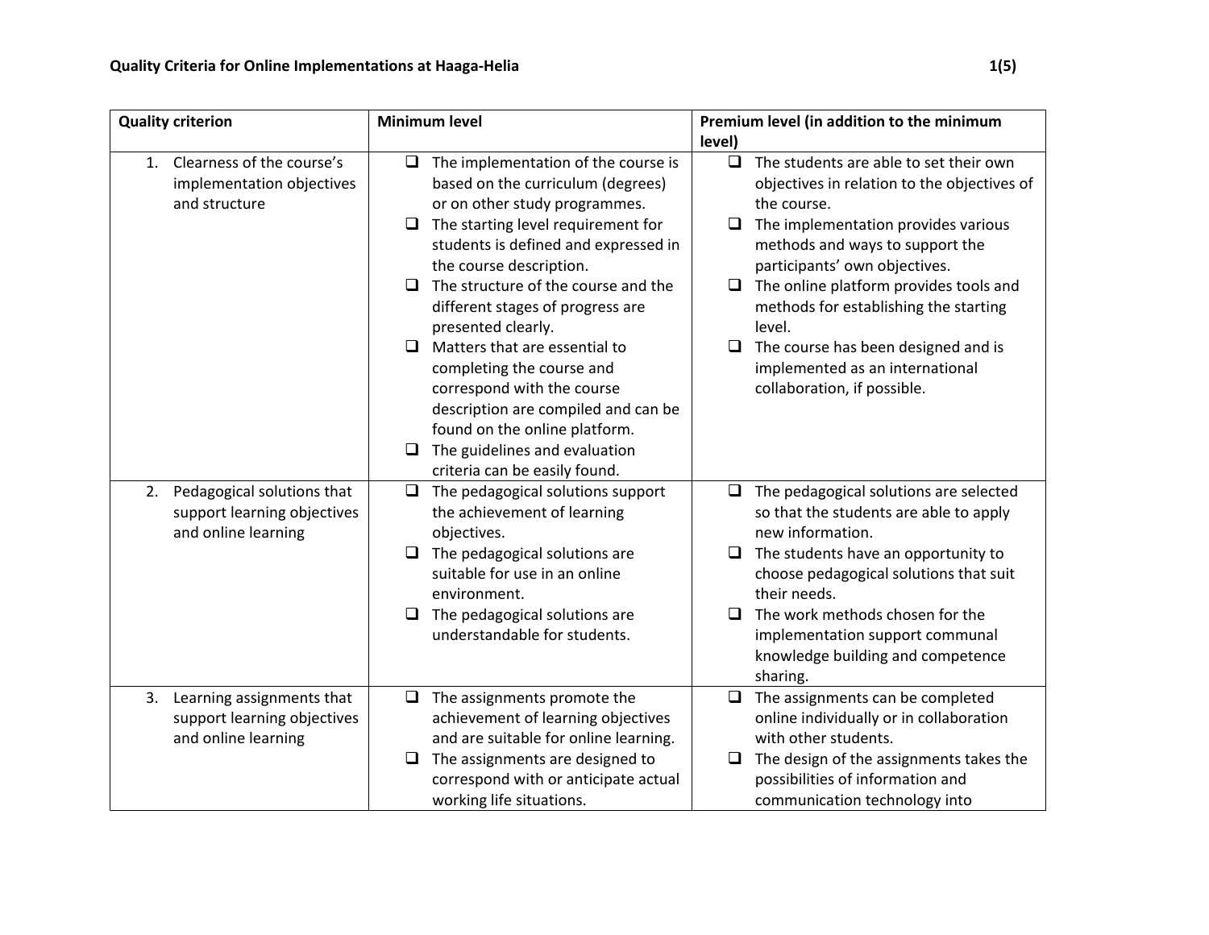# Quality Criteria for Online Implementations at Haaga-Helia

| Quality criterion | Minimum level | Premium level (in addition to the minimum level) |
|---|---|---|
| 1. Clearness of the course's implementation objectives and structure | ❑ The implementation of the course is based on the curriculum (degrees) or on other study programmes.<br>❑ The starting level requirement for students is defined and expressed in the course description.<br>❑ The structure of the course and the different stages of progress are presented clearly.<br>❑ Matters that are essential to completing the course and correspond with the course description are compiled and can be found on the online platform.<br>❑ The guidelines and evaluation criteria can be easily found. | ❑ The students are able to set their own objectives in relation to the objectives of the course.<br>❑ The implementation provides various methods and ways to support the participants' own objectives.<br>❑ The online platform provides tools and methods for establishing the starting level.<br>❑ The course has been designed and is implemented as an international collaboration, if possible. |
| 2. Pedagogical solutions that support learning objectives and online learning | ❑ The pedagogical solutions support the achievement of learning objectives.<br>❑ The pedagogical solutions are suitable for use in an online environment.<br>❑ The pedagogical solutions are understandable for students. | ❑ The pedagogical solutions are selected so that the students are able to apply new information.<br>❑ The students have an opportunity to choose pedagogical solutions that suit their needs.<br>❑ The work methods chosen for the implementation support communal knowledge building and competence sharing. |
| 3. Learning assignments that support learning objectives and online learning | ❑ The assignments promote the achievement of learning objectives and are suitable for online learning.<br>❑ The assignments are designed to correspond with or anticipate actual working life situations. | ❑ The assignments can be completed online individually or in collaboration with other students.<br>❑ The design of the assignments takes the possibilities of information and communication technology into |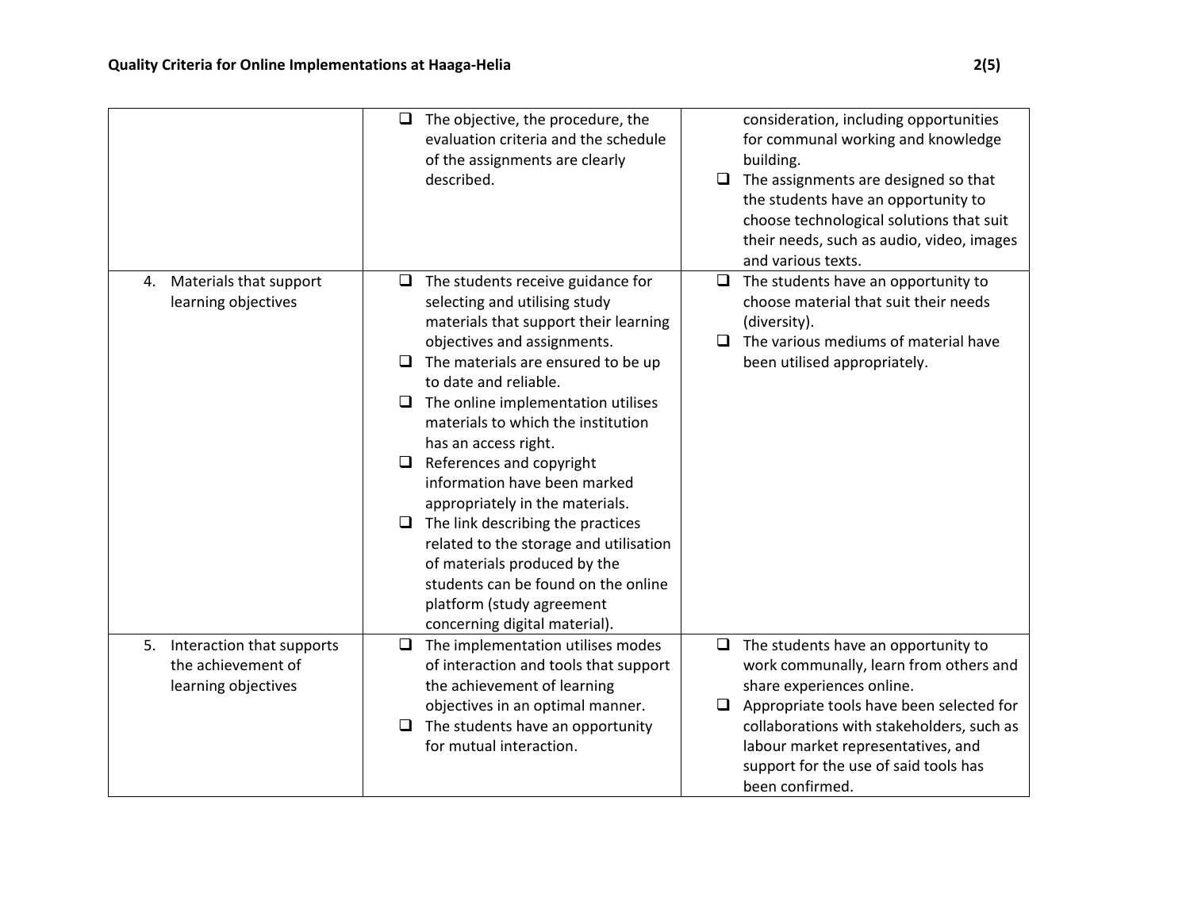| | | |
|---|---|---|
| | ❑ The objective, the procedure, the evaluation criteria and the schedule of the assignments are clearly described. | consideration, including opportunities for communal working and knowledge building.<br>❑ The assignments are designed so that the students have an opportunity to choose technological solutions that suit their needs, such as audio, video, images and various texts. |
| 4. Materials that support learning objectives | ❑ The students receive guidance for selecting and utilising study materials that support their learning objectives and assignments.<br>❑ The materials are ensured to be up to date and reliable.<br>❑ The online implementation utilises materials to which the institution has an access right.<br>❑ References and copyright information have been marked appropriately in the materials.<br>❑ The link describing the practices related to the storage and utilisation of materials produced by the students can be found on the online platform (study agreement concerning digital material). | ❑ The students have an opportunity to choose material that suit their needs (diversity).<br>❑ The various mediums of material have been utilised appropriately. |
| 5. Interaction that supports the achievement of learning objectives | ❑ The implementation utilises modes of interaction and tools that support the achievement of learning objectives in an optimal manner.<br>❑ The students have an opportunity for mutual interaction. | ❑ The students have an opportunity to work communally, learn from others and share experiences online.<br>❑ Appropriate tools have been selected for collaborations with stakeholders, such as labour market representatives, and support for the use of said tools has been confirmed. |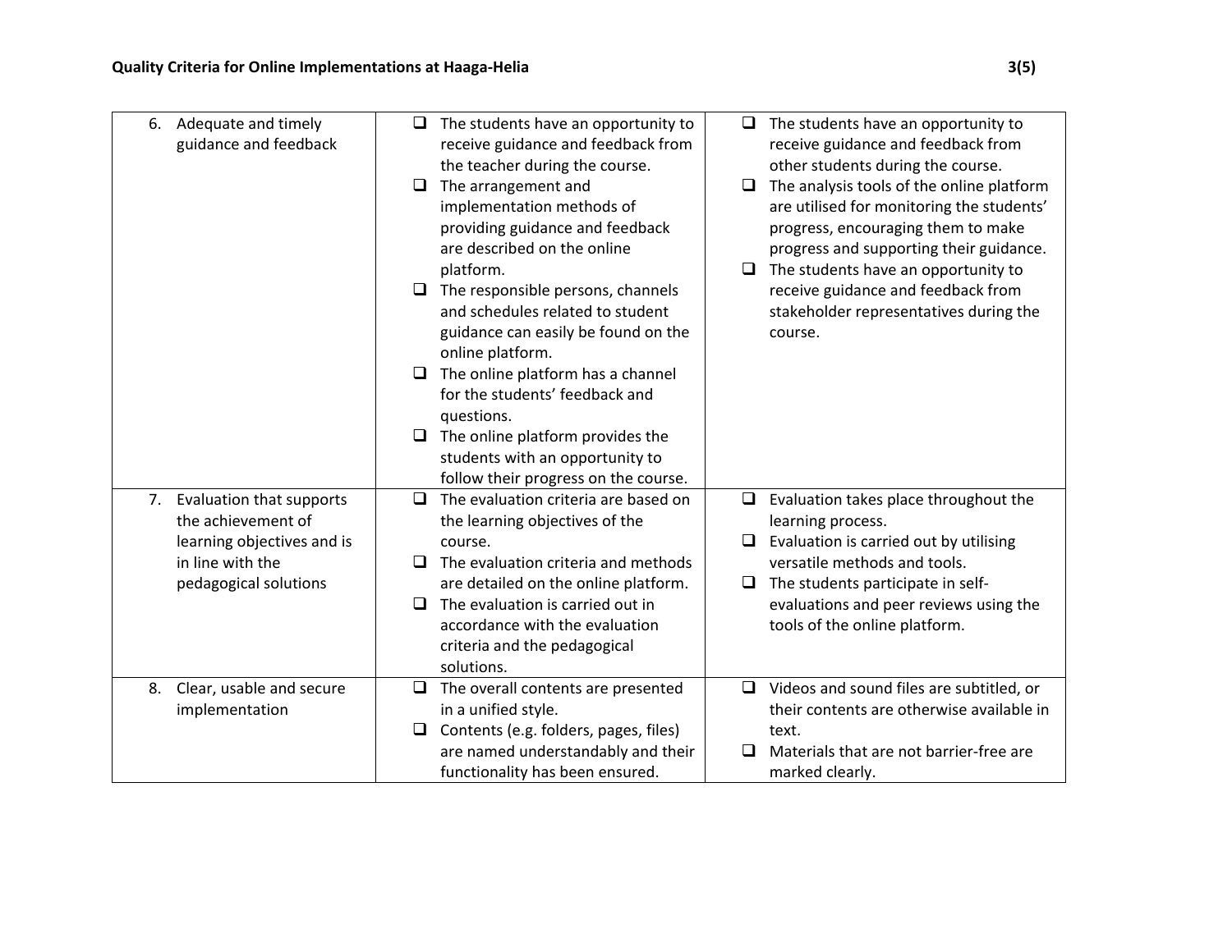| | | |
|---|---|---|
| 6. Adequate and timely guidance and feedback | ❑ The students have an opportunity to receive guidance and feedback from the teacher during the course.<br>❑ The arrangement and implementation methods of providing guidance and feedback are described on the online platform.<br>❑ The responsible persons, channels and schedules related to student guidance can easily be found on the online platform.<br>❑ The online platform has a channel for the students' feedback and questions.<br>❑ The online platform provides the students with an opportunity to follow their progress on the course. | ❑ The students have an opportunity to receive guidance and feedback from other students during the course.<br>❑ The analysis tools of the online platform are utilised for monitoring the students' progress, encouraging them to make progress and supporting their guidance.<br>❑ The students have an opportunity to receive guidance and feedback from stakeholder representatives during the course. |
| 7. Evaluation that supports the achievement of learning objectives and is in line with the pedagogical solutions | ❑ The evaluation criteria are based on the learning objectives of the course.<br>❑ The evaluation criteria and methods are detailed on the online platform.<br>❑ The evaluation is carried out in accordance with the evaluation criteria and the pedagogical solutions. | ❑ Evaluation takes place throughout the learning process.<br>❑ Evaluation is carried out by utilising versatile methods and tools.<br>❑ The students participate in self-evaluations and peer reviews using the tools of the online platform. |
| 8. Clear, usable and secure implementation | ❑ The overall contents are presented in a unified style.<br>❑ Contents (e.g. folders, pages, files) are named understandably and their functionality has been ensured. | ❑ Videos and sound files are subtitled, or their contents are otherwise available in text.<br>❑ Materials that are not barrier-free are marked clearly. |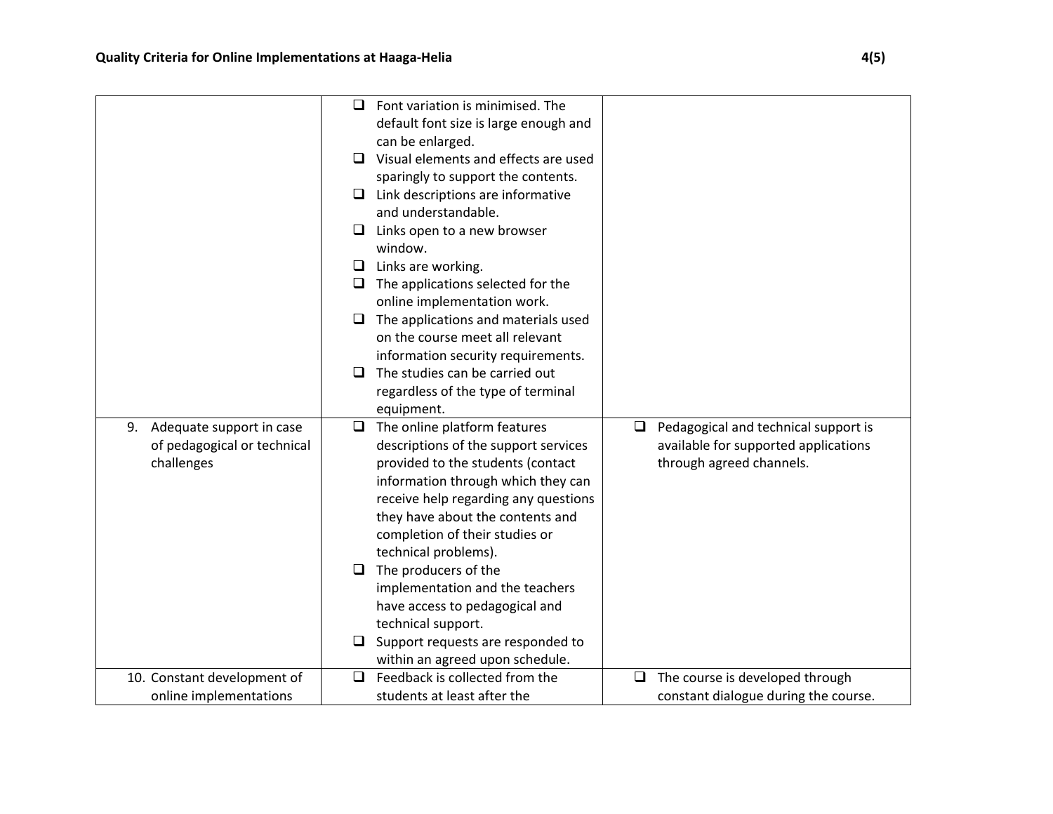| | | |
|---|---|---|
| | ❑ Font variation is minimised. The default font size is large enough and can be enlarged.<br>❑ Visual elements and effects are used sparingly to support the contents.<br>❑ Link descriptions are informative and understandable.<br>❑ Links open to a new browser window.<br>❑ Links are working.<br>❑ The applications selected for the online implementation work.<br>❑ The applications and materials used on the course meet all relevant information security requirements.<br>❑ The studies can be carried out regardless of the type of terminal equipment. | |
| 9. Adequate support in case of pedagogical or technical challenges | ❑ The online platform features descriptions of the support services provided to the students (contact information through which they can receive help regarding any questions they have about the contents and completion of their studies or technical problems).<br>❑ The producers of the implementation and the teachers have access to pedagogical and technical support.<br>❑ Support requests are responded to within an agreed upon schedule. | ❑ Pedagogical and technical support is available for supported applications through agreed channels. |
| 10. Constant development of online implementations | ❑ Feedback is collected from the students at least after the | ❑ The course is developed through constant dialogue during the course. |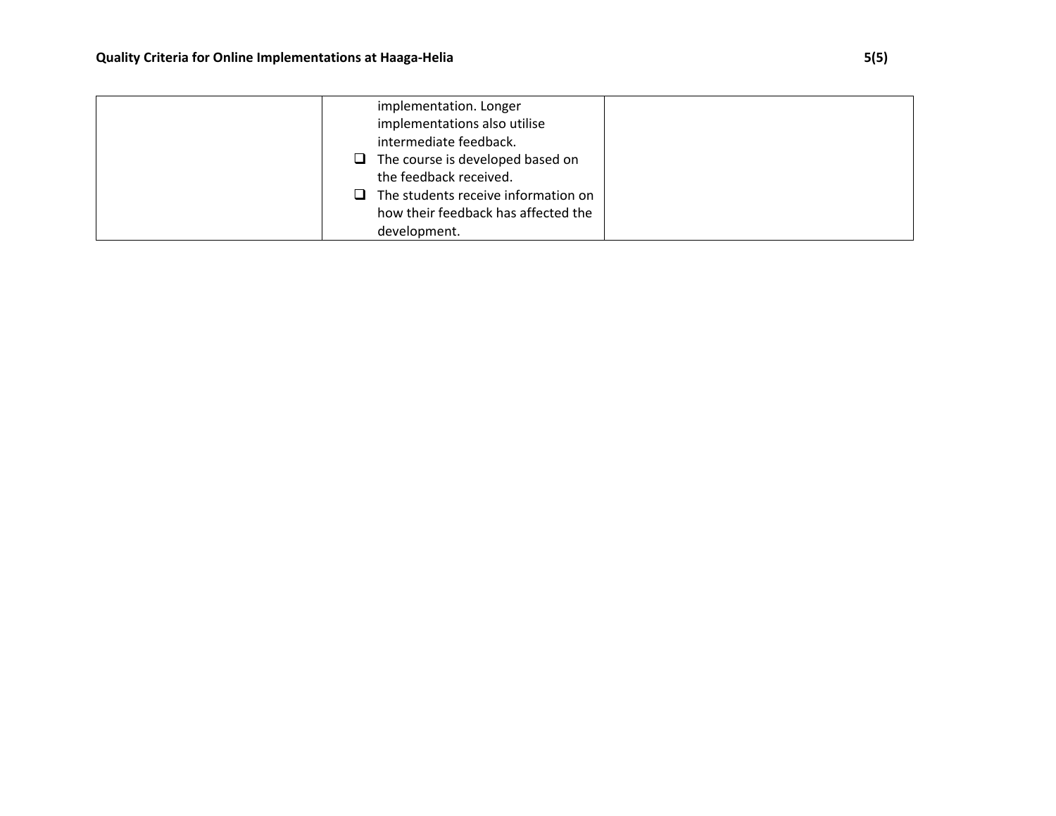| | | |
|---|---|---|
| | implementation. Longer implementations also utilise intermediate feedback.<br>❑ The course is developed based on the feedback received.<br>❑ The students receive information on how their feedback has affected the development. | |